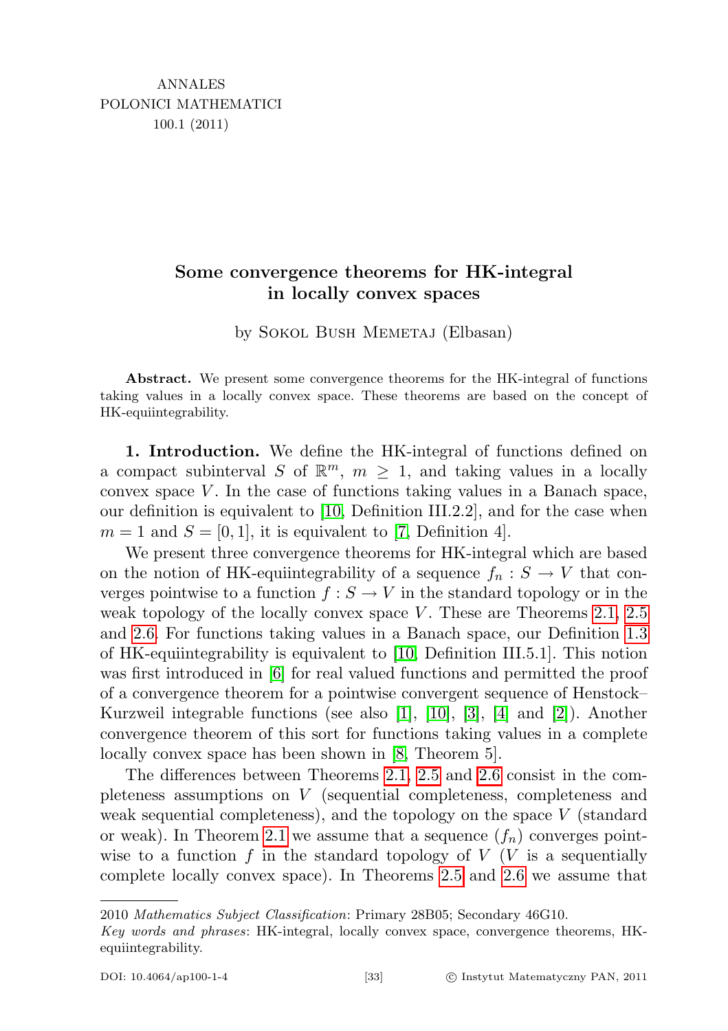# Some convergence theorems for HK-integral in locally convex spaces

by Sokol Bush Memetaj (Elbasan)

**Abstract.** We present some convergence theorems for the HK-integral of functions taking values in a locally convex space. These theorems are based on the concept of HK-equiintegrability.

**1. Introduction.** We define the HK-integral of functions defined on a compact subinterval $S$ of $\mathbb{R}^m$, $m \geq 1$, and taking values in a locally convex space $V$. In the case of functions taking values in a Banach space, our definition is equivalent to [10, Definition III.2.2], and for the case when $m = 1$ and $S = [0, 1]$, it is equivalent to [7, Definition 4].

We present three convergence theorems for HK-integral which are based on the notion of HK-equiintegrability of a sequence $f_n : S \to V$ that converges pointwise to a function $f : S \to V$ in the standard topology or in the weak topology of the locally convex space $V$. These are Theorems 2.1, 2.5 and 2.6. For functions taking values in a Banach space, our Definition 1.3 of HK-equiintegrability is equivalent to [10, Definition III.5.1]. This notion was first introduced in [6] for real valued functions and permitted the proof of a convergence theorem for a pointwise convergent sequence of Henstock–Kurzweil integrable functions (see also [1], [10], [3], [4] and [2]). Another convergence theorem of this sort for functions taking values in a complete locally convex space has been shown in [8, Theorem 5].

The differences between Theorems 2.1, 2.5 and 2.6 consist in the completeness assumptions on $V$ (sequential completeness, completeness and weak sequential completeness), and the topology on the space $V$ (standard or weak). In Theorem 2.1 we assume that a sequence $(f_n)$ converges pointwise to a function $f$ in the standard topology of $V$ ($V$ is a sequentially complete locally convex space). In Theorems 2.5 and 2.6 we assume that

---

2010 *Mathematics Subject Classification*: Primary 28B05; Secondary 46G10.

*Key words and phrases*: HK-integral, locally convex space, convergence theorems, HK-equiintegrability.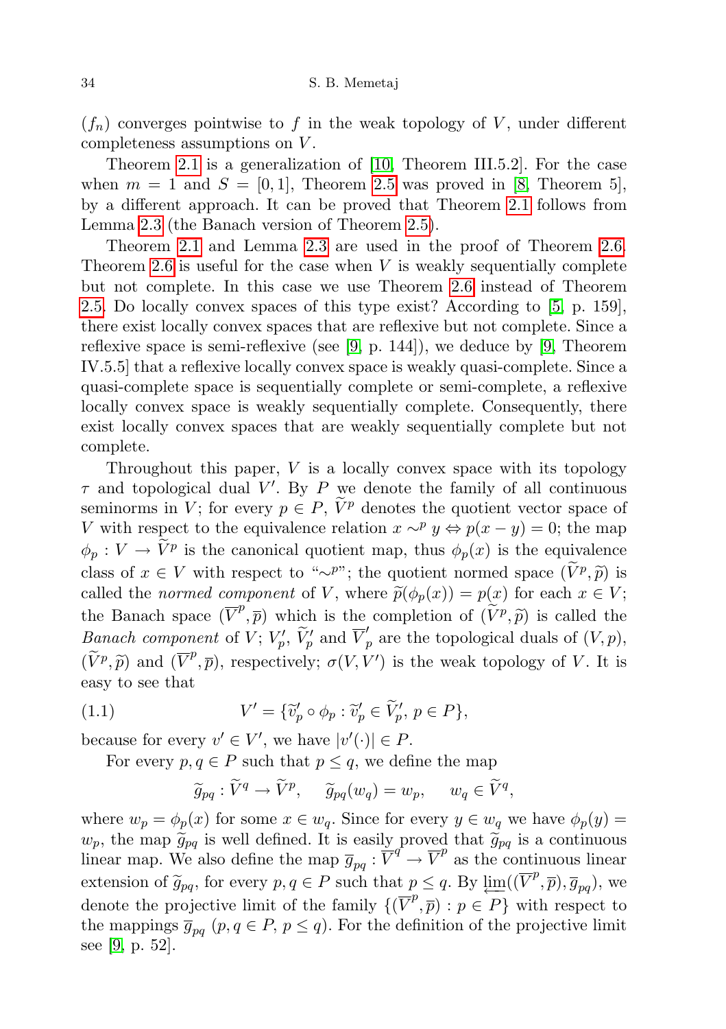$(f_n)$ converges pointwise to $f$ in the weak topology of $V$, under different completeness assumptions on $V$.

Theorem 2.1 is a generalization of [10, Theorem III.5.2]. For the case when $m = 1$ and $S = [0, 1]$, Theorem 2.5 was proved in [8, Theorem 5], by a different approach. It can be proved that Theorem 2.1 follows from Lemma 2.3 (the Banach version of Theorem 2.5).

Theorem 2.1 and Lemma 2.3 are used in the proof of Theorem 2.6. Theorem 2.6 is useful for the case when $V$ is weakly sequentially complete but not complete. In this case we use Theorem 2.6 instead of Theorem 2.5. Do locally convex spaces of this type exist? According to [5, p. 159], there exist locally convex spaces that are reflexive but not complete. Since a reflexive space is semi-reflexive (see [9, p. 144]), we deduce by [9, Theorem IV.5.5] that a reflexive locally convex space is weakly quasi-complete. Since a quasi-complete space is sequentially complete or semi-complete, a reflexive locally convex space is weakly sequentially complete. Consequently, there exist locally convex spaces that are weakly sequentially complete but not complete.

Throughout this paper, $V$ is a locally convex space with its topology $\tau$ and topological dual $V'$. By $P$ we denote the family of all continuous seminorms in $V$; for every $p \in P$, $\widetilde{V}^p$ denotes the quotient vector space of $V$ with respect to the equivalence relation $x \sim^p y \Leftrightarrow p(x - y) = 0$; the map $\phi_p : V \to \widetilde{V}^p$ is the canonical quotient map, thus $\phi_p(x)$ is the equivalence class of $x \in V$ with respect to "$\sim^p$"; the quotient normed space $(\widetilde{V}^p, \widetilde{p})$ is called the *normed component* of $V$, where $\widetilde{p}(\phi_p(x)) = p(x)$ for each $x \in V$; the Banach space $(\overline{V}^p, \overline{p})$ which is the completion of $(\widetilde{V}^p, \widetilde{p})$ is called the *Banach component* of $V$; $V'_p$, $\widetilde{V}'_p$ and $\overline{V}'_p$ are the topological duals of $(V, p)$, $(\widetilde{V}^p, \widetilde{p})$ and $(\overline{V}^p, \overline{p})$, respectively; $\sigma(V, V')$ is the weak topology of $V$. It is easy to see that

$$V' = \{\widetilde{v}'_p \circ \phi_p : \widetilde{v}'_p \in \widetilde{V}'_p,\, p \in P\}, \tag{1.1}$$

because for every $v' \in V'$, we have $|v'(\cdot)| \in P$.

For every $p, q \in P$ such that $p \leq q$, we define the map

$$\widetilde{g}_{pq} : \widetilde{V}^q \to \widetilde{V}^p, \quad \widetilde{g}_{pq}(w_q) = w_p, \quad w_q \in \widetilde{V}^q,$$

where $w_p = \phi_p(x)$ for some $x \in w_q$. Since for every $y \in w_q$ we have $\phi_p(y) = w_p$, the map $\widetilde{g}_{pq}$ is well defined. It is easily proved that $\widetilde{g}_{pq}$ is a continuous linear map. We also define the map $\overline{g}_{pq} : \overline{V}^q \to \overline{V}^p$ as the continuous linear extension of $\widetilde{g}_{pq}$, for every $p, q \in P$ such that $p \leq q$. By $\varprojlim((\overline{V}^p, \overline{p}), \overline{g}_{pq})$, we denote the projective limit of the family $\{(\overline{V}^p, \overline{p}) : p \in P\}$ with respect to the mappings $\overline{g}_{pq}$ ($p, q \in P$, $p \leq q$). For the definition of the projective limit see [9, p. 52].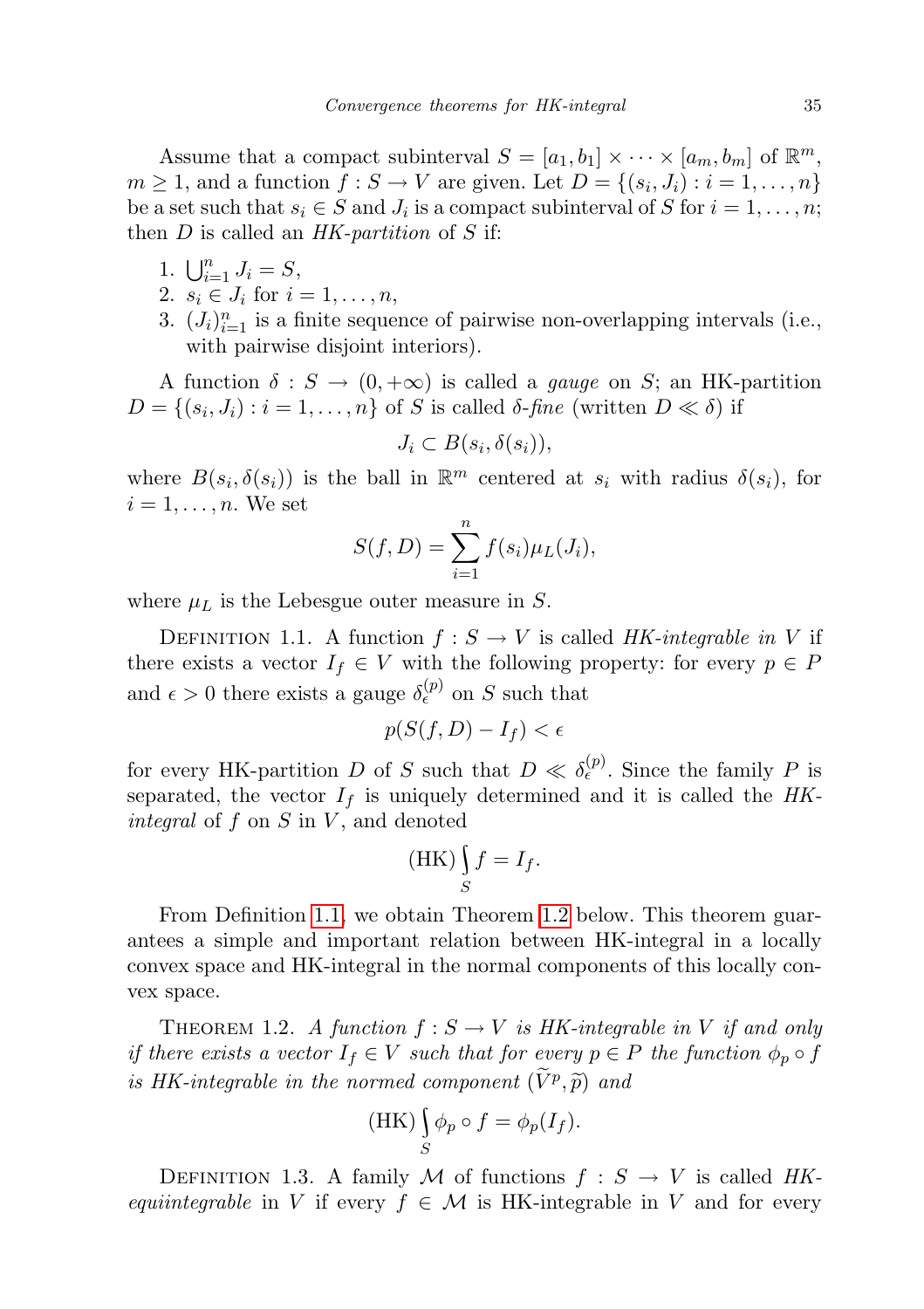Assume that a compact subinterval $S = [a_1, b_1] \times \cdots \times [a_m, b_m]$ of $\mathbb{R}^m$, $m \geq 1$, and a function $f : S \to V$ are given. Let $D = \{(s_i, J_i) : i = 1, \ldots, n\}$ be a set such that $s_i \in S$ and $J_i$ is a compact subinterval of $S$ for $i = 1, \ldots, n$; then $D$ is called an *HK-partition* of $S$ if:

1. $\bigcup_{i=1}^n J_i = S$,
2. $s_i \in J_i$ for $i = 1, \ldots, n$,
3. $(J_i)_{i=1}^n$ is a finite sequence of pairwise non-overlapping intervals (i.e., with pairwise disjoint interiors).

A function $\delta : S \to (0, +\infty)$ is called a *gauge* on $S$; an HK-partition $D = \{(s_i, J_i) : i = 1, \ldots, n\}$ of $S$ is called *$\delta$-fine* (written $D \ll \delta$) if

$$J_i \subset B(s_i, \delta(s_i)),$$

where $B(s_i, \delta(s_i))$ is the ball in $\mathbb{R}^m$ centered at $s_i$ with radius $\delta(s_i)$, for $i = 1, \ldots, n$. We set

$$S(f, D) = \sum_{i=1}^n f(s_i)\mu_L(J_i),$$

where $\mu_L$ is the Lebesgue outer measure in $S$.

Definition 1.1. A function $f : S \to V$ is called *HK-integrable in $V$* if there exists a vector $I_f \in V$ with the following property: for every $p \in P$ and $\epsilon > 0$ there exists a gauge $\delta_\epsilon^{(p)}$ on $S$ such that

$$p(S(f, D) - I_f) < \epsilon$$

for every HK-partition $D$ of $S$ such that $D \ll \delta_\epsilon^{(p)}$. Since the family $P$ is separated, the vector $I_f$ is uniquely determined and it is called the *HK-integral* of $f$ on $S$ in $V$, and denoted

$$(\mathrm{HK}) \int_S f = I_f.$$

From Definition 1.1, we obtain Theorem 1.2 below. This theorem guarantees a simple and important relation between HK-integral in a locally convex space and HK-integral in the normal components of this locally convex space.

Theorem 1.2. *A function $f : S \to V$ is HK-integrable in $V$ if and only if there exists a vector $I_f \in V$ such that for every $p \in P$ the function $\phi_p \circ f$ is HK-integrable in the normed component $(\widetilde{V}^p, \widetilde{p})$ and*

$$(\mathrm{HK}) \int_S \phi_p \circ f = \phi_p(I_f).$$

Definition 1.3. A family $\mathcal{M}$ of functions $f : S \to V$ is called *HK-equiintegrable* in $V$ if every $f \in \mathcal{M}$ is HK-integrable in $V$ and for every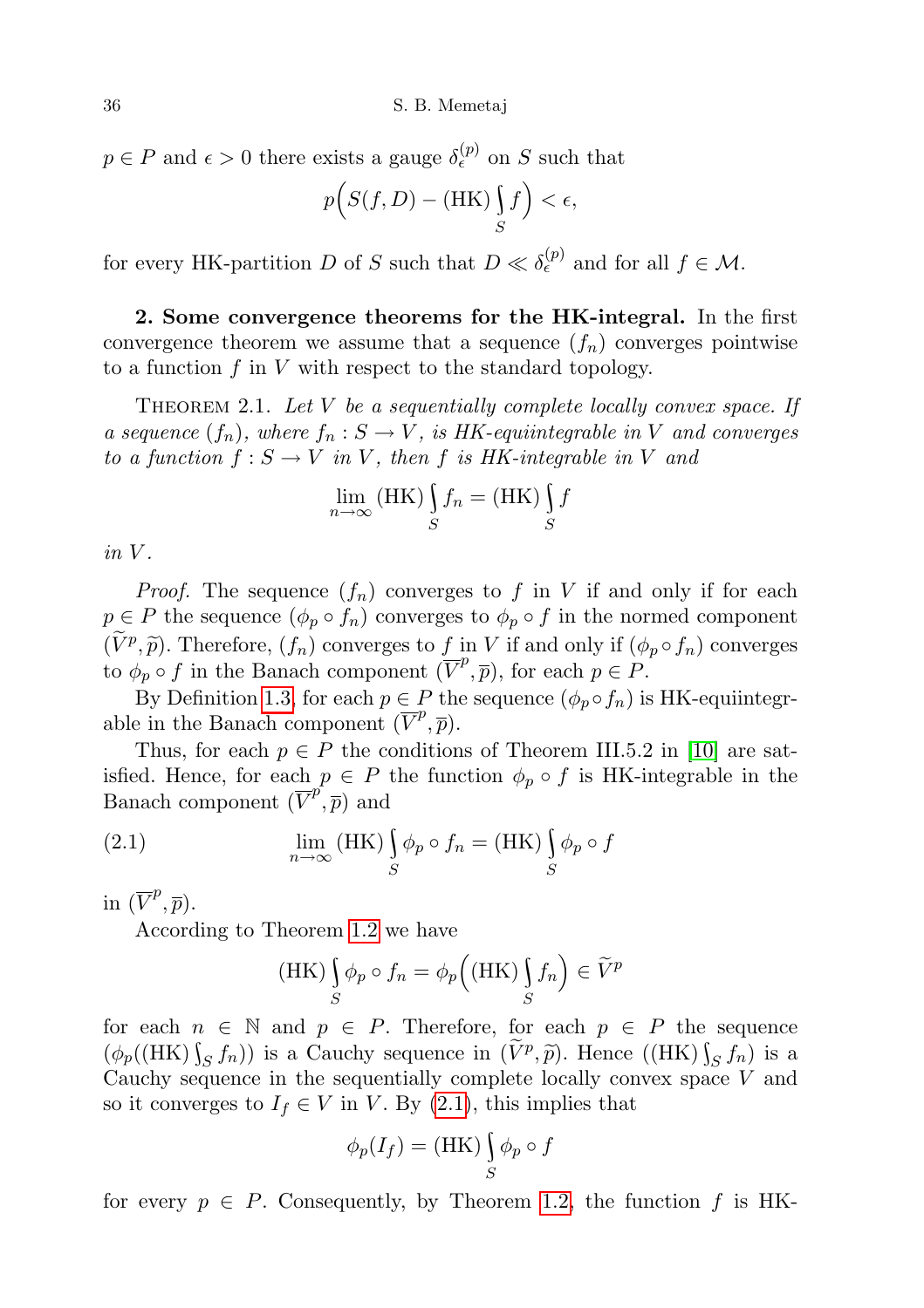$p \in P$ and $\epsilon > 0$ there exists a gauge $\delta_\epsilon^{(p)}$ on $S$ such that

$$p\Big(S(f,D) - (\mathrm{HK}) \int_S f\Big) < \epsilon,$$

for every HK-partition $D$ of $S$ such that $D \ll \delta_\epsilon^{(p)}$ and for all $f \in \mathcal{M}$.

**2. Some convergence theorems for the HK-integral.** In the first convergence theorem we assume that a sequence $(f_n)$ converges pointwise to a function $f$ in $V$ with respect to the standard topology.

Theorem 2.1. *Let $V$ be a sequentially complete locally convex space. If a sequence $(f_n)$, where $f_n : S \to V$, is HK-equiintegrable in $V$ and converges to a function $f : S \to V$ in $V$, then $f$ is HK-integrable in $V$ and*

$$\lim_{n\to\infty} (\mathrm{HK}) \int_S f_n = (\mathrm{HK}) \int_S f$$

*in $V$.*

*Proof.* The sequence $(f_n)$ converges to $f$ in $V$ if and only if for each $p \in P$ the sequence $(\phi_p \circ f_n)$ converges to $\phi_p \circ f$ in the normed component $(\widetilde{V}^p, \widetilde{p})$. Therefore, $(f_n)$ converges to $f$ in $V$ if and only if $(\phi_p \circ f_n)$ converges to $\phi_p \circ f$ in the Banach component $(\overline{V}^p, \overline{p})$, for each $p \in P$.

By Definition 1.3, for each $p \in P$ the sequence $(\phi_p \circ f_n)$ is HK-equiintegrable in the Banach component $(\overline{V}^p, \overline{p})$.

Thus, for each $p \in P$ the conditions of Theorem III.5.2 in [10] are satisfied. Hence, for each $p \in P$ the function $\phi_p \circ f$ is HK-integrable in the Banach component $(\overline{V}^p, \overline{p})$ and

$$\lim_{n\to\infty} (\mathrm{HK}) \int_S \phi_p \circ f_n = (\mathrm{HK}) \int_S \phi_p \circ f \tag{2.1}$$

in $(\overline{V}^p, \overline{p})$.

According to Theorem 1.2 we have

$$(\mathrm{HK}) \int_S \phi_p \circ f_n = \phi_p\Big((\mathrm{HK}) \int_S f_n\Big) \in \widetilde{V}^p$$

for each $n \in \mathbb{N}$ and $p \in P$. Therefore, for each $p \in P$ the sequence $(\phi_p((\mathrm{HK}) \int_S f_n))$ is a Cauchy sequence in $(\widetilde{V}^p, \widetilde{p})$. Hence $((\mathrm{HK}) \int_S f_n)$ is a Cauchy sequence in the sequentially complete locally convex space $V$ and so it converges to $I_f \in V$ in $V$. By (2.1), this implies that

$$\phi_p(I_f) = (\mathrm{HK}) \int_S \phi_p \circ f$$

for every $p \in P$. Consequently, by Theorem 1.2, the function $f$ is HK-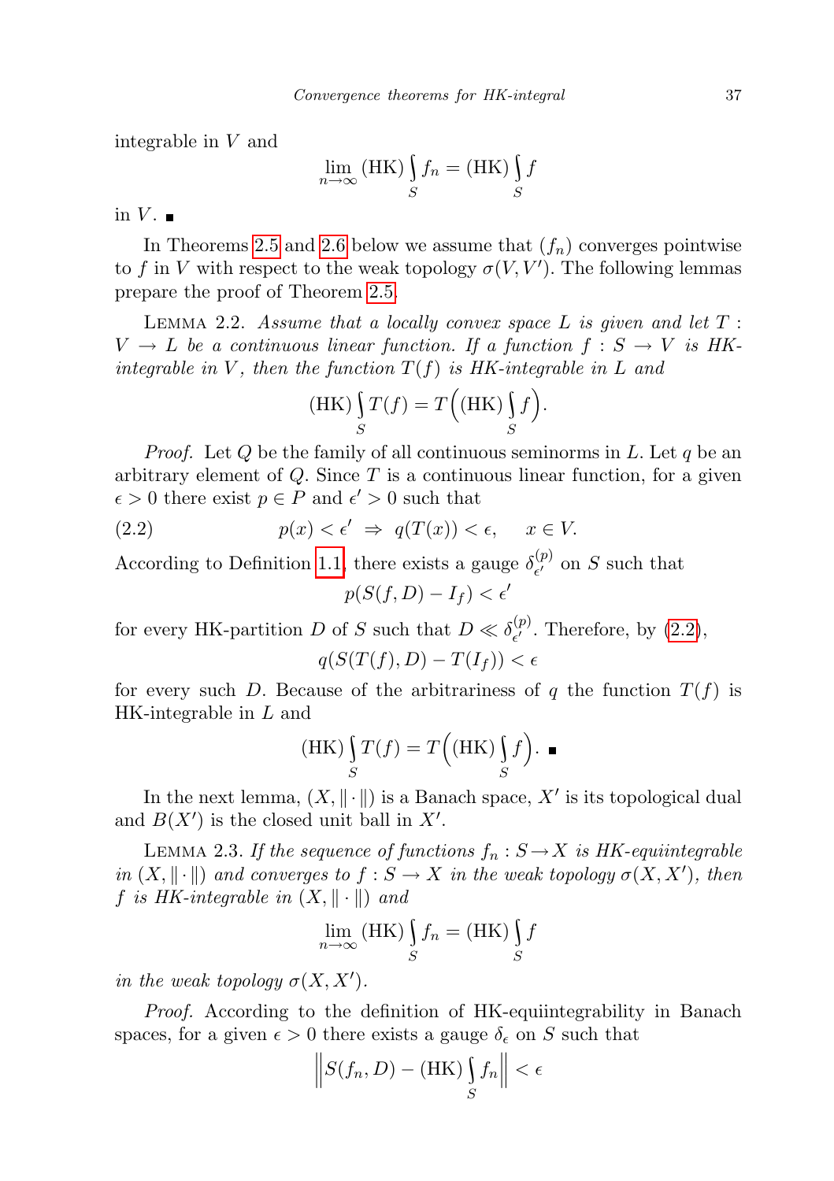integrable in $V$ and

$$\lim_{n\to\infty} (\mathrm{HK})\int_S f_n = (\mathrm{HK})\int_S f$$

in $V$. ∎

In Theorems 2.5 and 2.6 below we assume that $(f_n)$ converges pointwise to $f$ in $V$ with respect to the weak topology $\sigma(V,V')$. The following lemmas prepare the proof of Theorem 2.5.

Lemma 2.2. *Assume that a locally convex space $L$ is given and let $T : V \to L$ be a continuous linear function. If a function $f : S \to V$ is HK-integrable in $V$, then the function $T(f)$ is HK-integrable in $L$ and*

$$(\mathrm{HK})\int_S T(f) = T\Big((\mathrm{HK})\int_S f\Big).$$

*Proof.* Let $Q$ be the family of all continuous seminorms in $L$. Let $q$ be an arbitrary element of $Q$. Since $T$ is a continuous linear function, for a given $\epsilon > 0$ there exist $p \in P$ and $\epsilon' > 0$ such that

$$p(x) < \epsilon' \;\Rightarrow\; q(T(x)) < \epsilon, \qquad x \in V. \tag{2.2}$$

According to Definition 1.1, there exists a gauge $\delta^{(p)}_{\epsilon'}$ on $S$ such that

$$p(S(f,D) - I_f) < \epsilon'$$

for every HK-partition $D$ of $S$ such that $D \ll \delta^{(p)}_{\epsilon'}$. Therefore, by (2.2),

$$q(S(T(f),D) - T(I_f)) < \epsilon$$

for every such $D$. Because of the arbitrariness of $q$ the function $T(f)$ is HK-integrable in $L$ and

$$(\mathrm{HK})\int_S T(f) = T\Big((\mathrm{HK})\int_S f\Big). \; ∎$$

In the next lemma, $(X, \|\cdot\|)$ is a Banach space, $X'$ is its topological dual and $B(X')$ is the closed unit ball in $X'$.

Lemma 2.3. *If the sequence of functions $f_n : S \to X$ is HK-equiintegrable in $(X, \|\cdot\|)$ and converges to $f : S \to X$ in the weak topology $\sigma(X,X')$, then $f$ is HK-integrable in $(X, \|\cdot\|)$ and*

$$\lim_{n\to\infty} (\mathrm{HK})\int_S f_n = (\mathrm{HK})\int_S f$$

*in the weak topology $\sigma(X,X')$.*

*Proof.* According to the definition of HK-equiintegrability in Banach spaces, for a given $\epsilon > 0$ there exists a gauge $\delta_\epsilon$ on $S$ such that

$$\Big\| S(f_n,D) - (\mathrm{HK})\int_S f_n \Big\| < \epsilon$$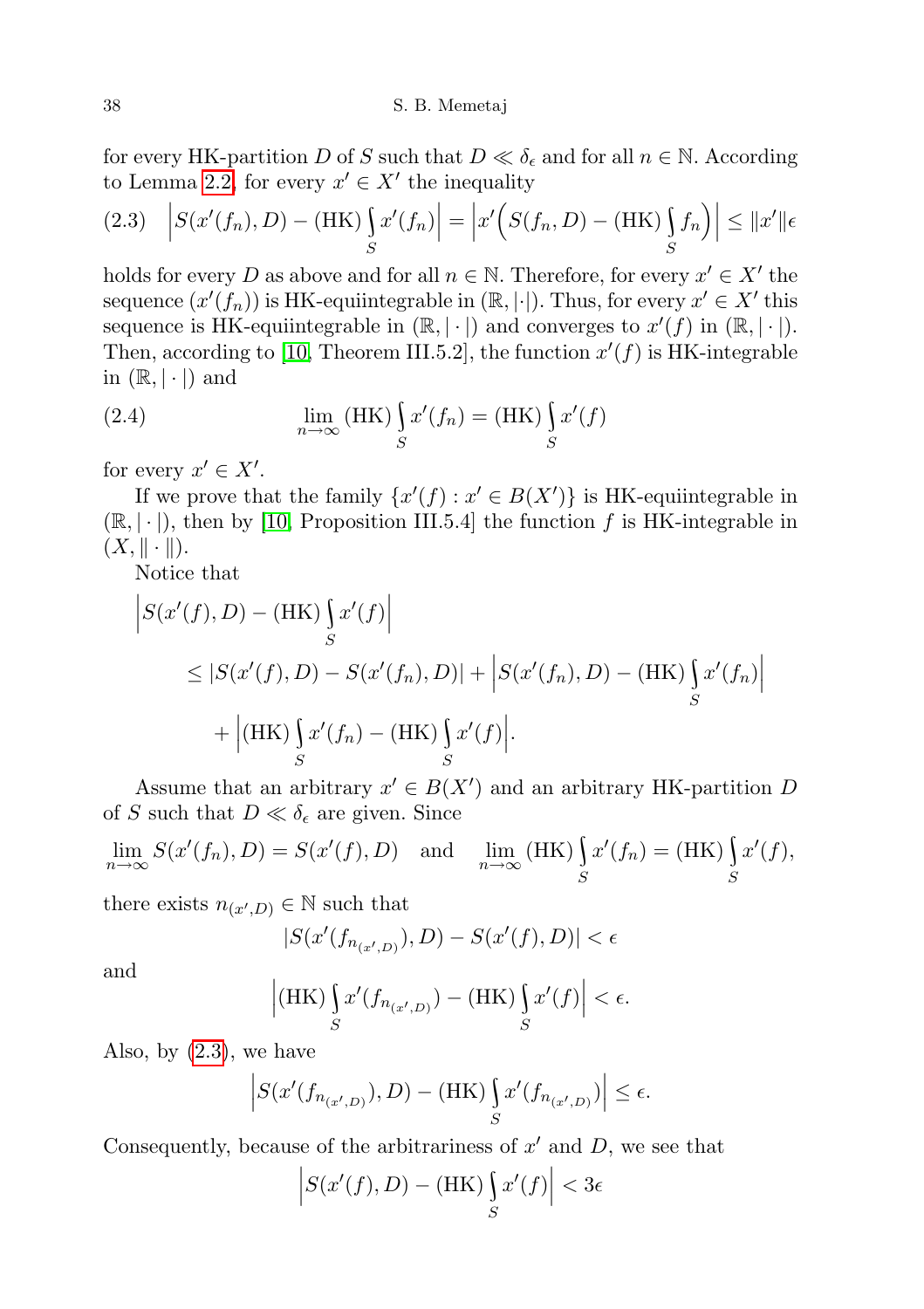for every HK-partition $D$ of $S$ such that $D \ll \delta_\epsilon$ and for all $n \in \mathbb{N}$. According to Lemma 2.2, for every $x' \in X'$ the inequality

$$
\text{(2.3)} \quad \left| S(x'(f_n), D) - (\mathrm{HK}) \int_S x'(f_n) \right| = \left| x'\Big( S(f_n, D) - (\mathrm{HK}) \int_S f_n \Big) \right| \le \|x'\| \epsilon
$$

holds for every $D$ as above and for all $n \in \mathbb{N}$. Therefore, for every $x' \in X'$ the sequence $(x'(f_n))$ is HK-equiintegrable in $(\mathbb{R}, |\cdot|)$. Thus, for every $x' \in X'$ this sequence is HK-equiintegrable in $(\mathbb{R}, |\cdot|)$ and converges to $x'(f)$ in $(\mathbb{R}, |\cdot|)$. Then, according to [10, Theorem III.5.2], the function $x'(f)$ is HK-integrable in $(\mathbb{R}, |\cdot|)$ and

$$
\text{(2.4)} \qquad \lim_{n \to \infty} (\mathrm{HK}) \int_S x'(f_n) = (\mathrm{HK}) \int_S x'(f)
$$

for every $x' \in X'$.

If we prove that the family $\{x'(f) : x' \in B(X')\}$ is HK-equiintegrable in $(\mathbb{R}, |\cdot|)$, then by [10, Proposition III.5.4] the function $f$ is HK-integrable in $(X, \|\cdot\|)$.

Notice that

$$
\begin{aligned}
&\left| S(x'(f), D) - (\mathrm{HK}) \int_S x'(f) \right| \\
&\quad \le |S(x'(f), D) - S(x'(f_n), D)| + \left| S(x'(f_n), D) - (\mathrm{HK}) \int_S x'(f_n) \right| \\
&\qquad + \left| (\mathrm{HK}) \int_S x'(f_n) - (\mathrm{HK}) \int_S x'(f) \right|.
\end{aligned}
$$

Assume that an arbitrary $x' \in B(X')$ and an arbitrary HK-partition $D$ of $S$ such that $D \ll \delta_\epsilon$ are given. Since

$$
\lim_{n \to \infty} S(x'(f_n), D) = S(x'(f), D) \quad \text{and} \quad \lim_{n \to \infty} (\mathrm{HK}) \int_S x'(f_n) = (\mathrm{HK}) \int_S x'(f),
$$

there exists $n_{(x',D)} \in \mathbb{N}$ such that

$$
|S(x'(f_{n_{(x',D)}}), D) - S(x'(f), D)| < \epsilon
$$

and

$$
\left| (\mathrm{HK}) \int_S x'(f_{n_{(x',D)}}) - (\mathrm{HK}) \int_S x'(f) \right| < \epsilon.
$$

Also, by (2.3), we have

$$
\left| S(x'(f_{n_{(x',D)}}), D) - (\mathrm{HK}) \int_S x'(f_{n_{(x',D)}}) \right| \le \epsilon.
$$

Consequently, because of the arbitrariness of $x'$ and $D$, we see that

$$
\left| S(x'(f), D) - (\mathrm{HK}) \int_S x'(f) \right| < 3\epsilon
$$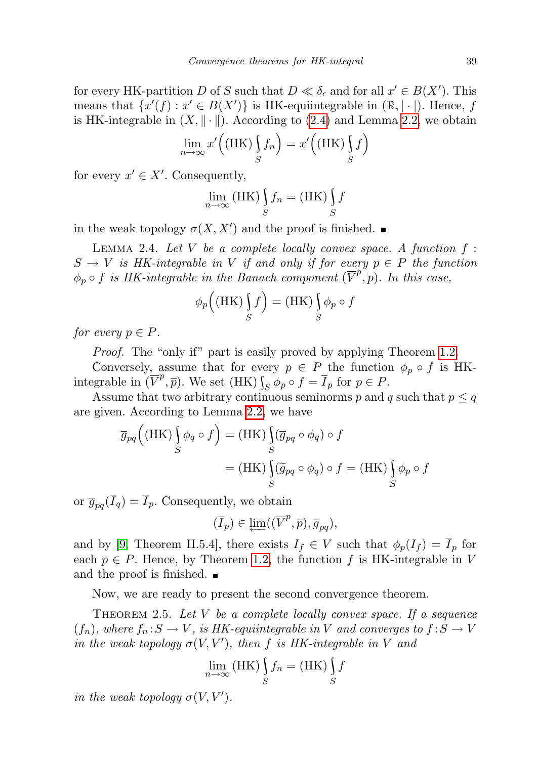for every HK-partition $D$ of $S$ such that $D \ll \delta_\epsilon$ and for all $x' \in B(X')$. This means that $\{x'(f) : x' \in B(X')\}$ is HK-equiintegrable in $(\mathbb{R}, |\cdot|)$. Hence, $f$ is HK-integrable in $(X, \|\cdot\|)$. According to (2.4) and Lemma 2.2, we obtain

$$\lim_{n\to\infty} x'\Big((\mathrm{HK})\int_S f_n\Big) = x'\Big((\mathrm{HK})\int_S f\Big)$$

for every $x' \in X'$. Consequently,

$$\lim_{n\to\infty} (\mathrm{HK})\int_S f_n = (\mathrm{HK})\int_S f$$

in the weak topology $\sigma(X, X')$ and the proof is finished. ∎

Lemma 2.4. *Let $V$ be a complete locally convex space. A function $f : S \to V$ is HK-integrable in $V$ if and only if for every $p \in P$ the function $\phi_p \circ f$ is HK-integrable in the Banach component $(\overline{V}^p, \overline{p})$. In this case,*

$$\phi_p\Big((\mathrm{HK})\int_S f\Big) = (\mathrm{HK})\int_S \phi_p \circ f$$

*for every $p \in P$.*

*Proof.* The "only if" part is easily proved by applying Theorem 1.2.

Conversely, assume that for every $p \in P$ the function $\phi_p \circ f$ is HK-integrable in $(\overline{V}^p, \overline{p})$. We set $(\mathrm{HK})\int_S \phi_p \circ f = \overline{I}_p$ for $p \in P$.

Assume that two arbitrary continuous seminorms $p$ and $q$ such that $p \le q$ are given. According to Lemma 2.2, we have

$$\begin{aligned}\overline{g}_{pq}\Big((\mathrm{HK})\int_S \phi_q \circ f\Big) &= (\mathrm{HK})\int_S (\overline{g}_{pq} \circ \phi_q) \circ f \\ &= (\mathrm{HK})\int_S (\widetilde{g}_{pq} \circ \phi_q) \circ f = (\mathrm{HK})\int_S \phi_p \circ f\end{aligned}$$

or $\overline{g}_{pq}(\overline{I}_q) = \overline{I}_p$. Consequently, we obtain

$$(\overline{I}_p) \in \varprojlim((\overline{V}^p, \overline{p}), \overline{g}_{pq}),$$

and by [9, Theorem II.5.4], there exists $I_f \in V$ such that $\phi_p(I_f) = \overline{I}_p$ for each $p \in P$. Hence, by Theorem 1.2, the function $f$ is HK-integrable in $V$ and the proof is finished. ∎

Now, we are ready to present the second convergence theorem.

Theorem 2.5. *Let $V$ be a complete locally convex space. If a sequence $(f_n)$, where $f_n : S \to V$, is HK-equiintegrable in $V$ and converges to $f : S \to V$ in the weak topology $\sigma(V, V')$, then $f$ is HK-integrable in $V$ and*

$$\lim_{n\to\infty} (\mathrm{HK})\int_S f_n = (\mathrm{HK})\int_S f$$

*in the weak topology $\sigma(V, V')$.*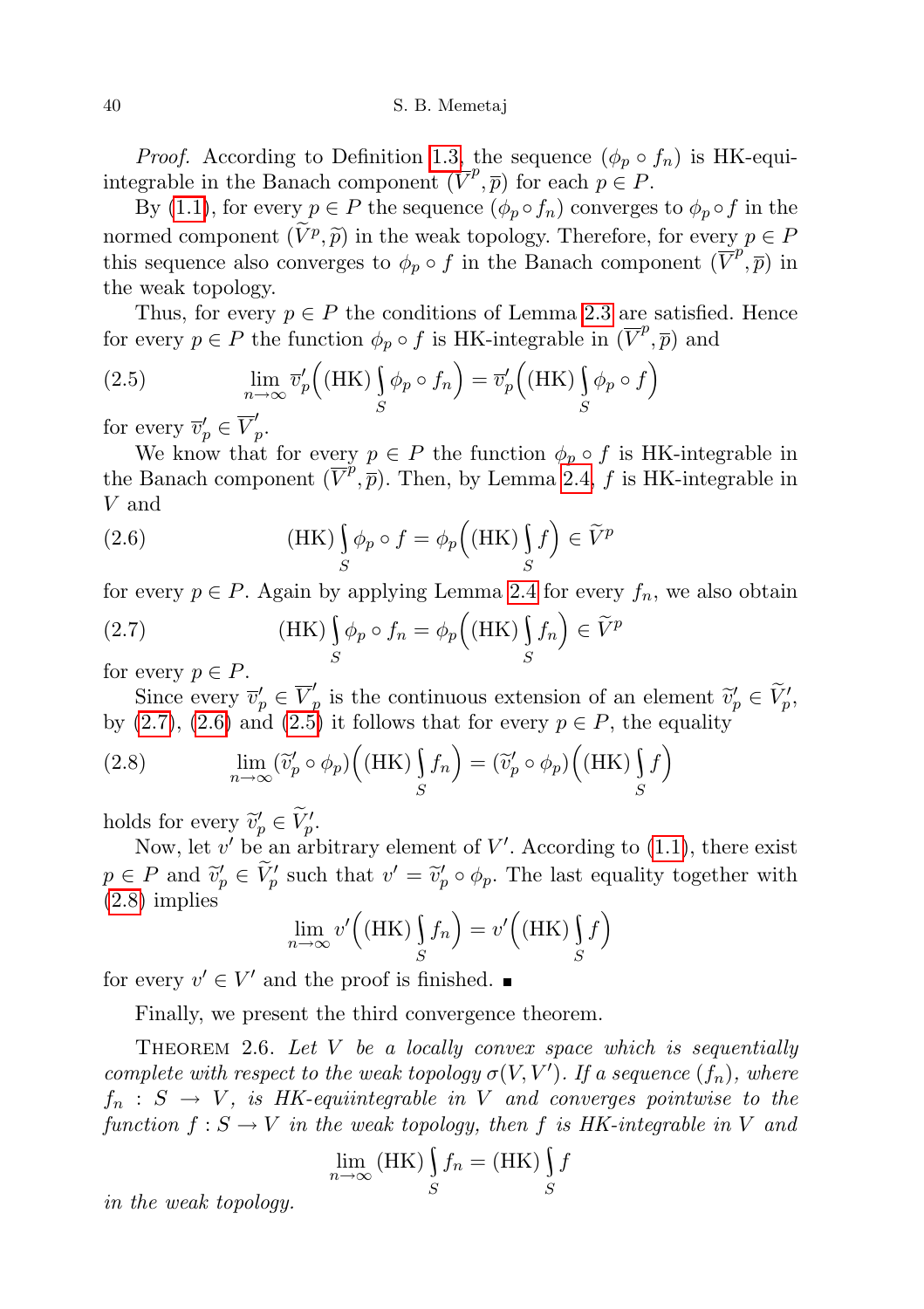*Proof.* According to Definition 1.3, the sequence $(\phi_p \circ f_n)$ is HK-equiintegrable in the Banach component $(\overline{V}^p, \overline{p})$ for each $p \in P$.

By (1.1), for every $p \in P$ the sequence $(\phi_p \circ f_n)$ converges to $\phi_p \circ f$ in the normed component $(\widetilde{V}^p, \widetilde{p})$ in the weak topology. Therefore, for every $p \in P$ this sequence also converges to $\phi_p \circ f$ in the Banach component $(\overline{V}^p, \overline{p})$ in the weak topology.

Thus, for every $p \in P$ the conditions of Lemma 2.3 are satisfied. Hence for every $p \in P$ the function $\phi_p \circ f$ is HK-integrable in $(\overline{V}^p, \overline{p})$ and

$$\lim_{n\to\infty} \overline{v}'_p\Big((\mathrm{HK})\int_S \phi_p \circ f_n\Big) = \overline{v}'_p\Big((\mathrm{HK})\int_S \phi_p \circ f\Big) \tag{2.5}$$

for every $\overline{v}'_p \in \overline{V}'_p$.

We know that for every $p \in P$ the function $\phi_p \circ f$ is HK-integrable in the Banach component $(\overline{V}^p, \overline{p})$. Then, by Lemma 2.4, $f$ is HK-integrable in $V$ and

$$(\mathrm{HK})\int_S \phi_p \circ f = \phi_p\Big((\mathrm{HK})\int_S f\Big) \in \widetilde{V}^p \tag{2.6}$$

for every $p \in P$. Again by applying Lemma 2.4 for every $f_n$, we also obtain

$$(\mathrm{HK})\int_S \phi_p \circ f_n = \phi_p\Big((\mathrm{HK})\int_S f_n\Big) \in \widetilde{V}^p \tag{2.7}$$

for every $p \in P$.

Since every $\overline{v}'_p \in \overline{V}'_p$ is the continuous extension of an element $\widetilde{v}'_p \in \widetilde{V}'_p$, by (2.7), (2.6) and (2.5) it follows that for every $p \in P$, the equality

$$\lim_{n\to\infty} (\widetilde{v}'_p \circ \phi_p)\Big((\mathrm{HK})\int_S f_n\Big) = (\widetilde{v}'_p \circ \phi_p)\Big((\mathrm{HK})\int_S f\Big) \tag{2.8}$$

holds for every $\widetilde{v}'_p \in \widetilde{V}'_p$.

Now, let $v'$ be an arbitrary element of $V'$. According to (1.1), there exist $p \in P$ and $\widetilde{v}'_p \in \widetilde{V}'_p$ such that $v' = \widetilde{v}'_p \circ \phi_p$. The last equality together with (2.8) implies

$$\lim_{n\to\infty} v'\Big((\mathrm{HK})\int_S f_n\Big) = v'\Big((\mathrm{HK})\int_S f\Big)$$

for every $v' \in V'$ and the proof is finished. ■

Finally, we present the third convergence theorem.

THEOREM 2.6. *Let $V$ be a locally convex space which is sequentially complete with respect to the weak topology $\sigma(V, V')$. If a sequence $(f_n)$, where $f_n : S \to V$, is HK-equiintegrable in $V$ and converges pointwise to the function $f : S \to V$ in the weak topology, then $f$ is HK-integrable in $V$ and*

$$\lim_{n\to\infty} (\mathrm{HK})\int_S f_n = (\mathrm{HK})\int_S f$$

*in the weak topology.*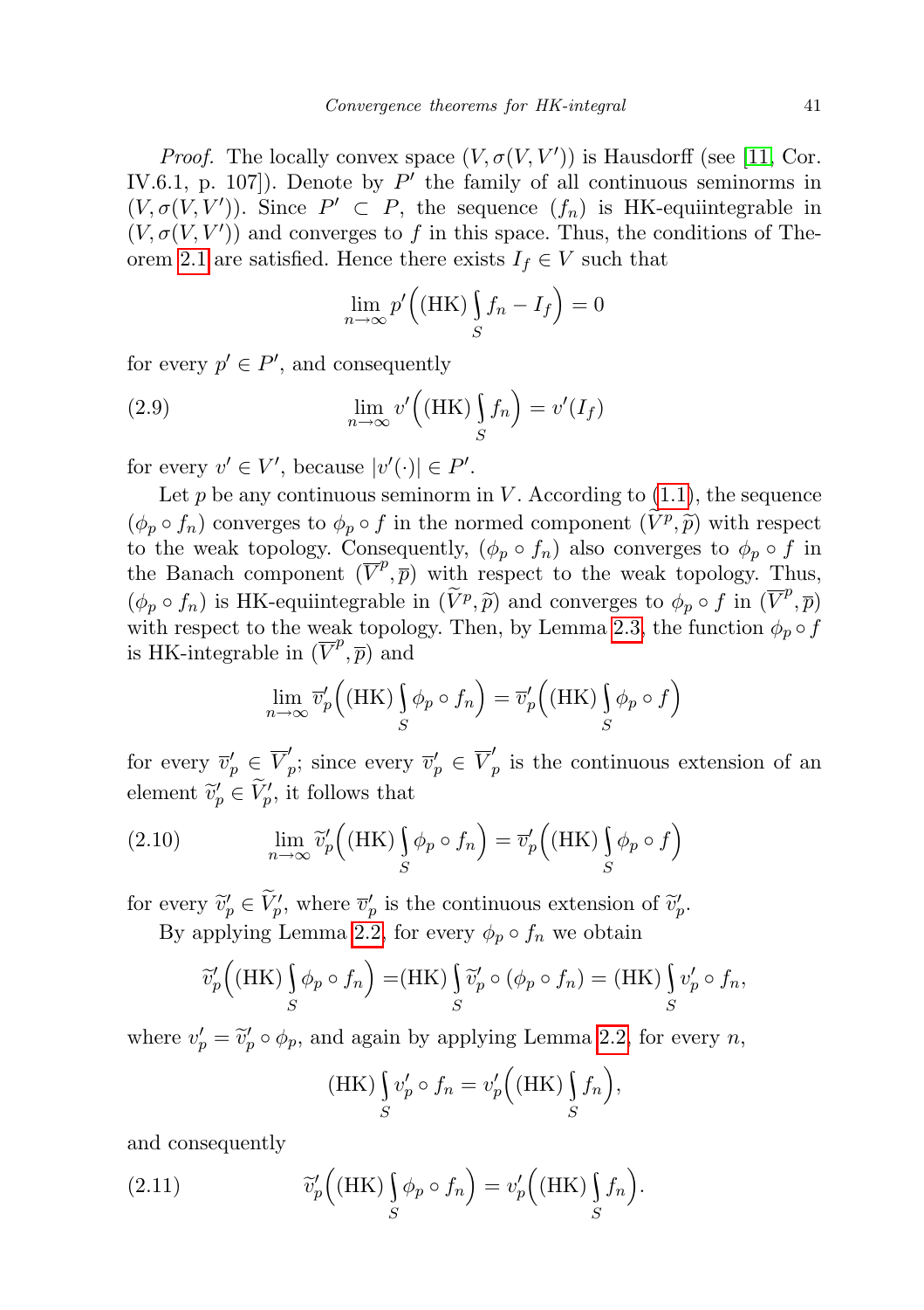*Proof.* The locally convex space $(V, \sigma(V, V'))$ is Hausdorff (see [11, Cor. IV.6.1, p. 107]). Denote by $P'$ the family of all continuous seminorms in $(V, \sigma(V, V'))$. Since $P' \subset P$, the sequence $(f_n)$ is HK-equiintegrable in $(V, \sigma(V, V'))$ and converges to $f$ in this space. Thus, the conditions of Theorem 2.1 are satisfied. Hence there exists $I_f \in V$ such that

$$\lim_{n\to\infty} p'\Big((\mathrm{HK})\int_S f_n - I_f\Big) = 0$$

for every $p' \in P'$, and consequently

$$\lim_{n\to\infty} v'\Big((\mathrm{HK})\int_S f_n\Big) = v'(I_f) \tag{2.9}$$

for every $v' \in V'$, because $|v'(\cdot)| \in P'$.

Let $p$ be any continuous seminorm in $V$. According to (1.1), the sequence $(\phi_p \circ f_n)$ converges to $\phi_p \circ f$ in the normed component $(\widetilde{V}^p, \widetilde{p})$ with respect to the weak topology. Consequently, $(\phi_p \circ f_n)$ also converges to $\phi_p \circ f$ in the Banach component $(\overline{V}^p, \overline{p})$ with respect to the weak topology. Thus, $(\phi_p \circ f_n)$ is HK-equiintegrable in $(\widetilde{V}^p, \widetilde{p})$ and converges to $\phi_p \circ f$ in $(\overline{V}^p, \overline{p})$ with respect to the weak topology. Then, by Lemma 2.3, the function $\phi_p \circ f$ is HK-integrable in $(\overline{V}^p, \overline{p})$ and

$$\lim_{n\to\infty} \overline{v}'_p\Big((\mathrm{HK})\int_S \phi_p \circ f_n\Big) = \overline{v}'_p\Big((\mathrm{HK})\int_S \phi_p \circ f\Big)$$

for every $\overline{v}'_p \in \overline{V}'_p$; since every $\overline{v}'_p \in \overline{V}'_p$ is the continuous extension of an element $\widetilde{v}'_p \in \widetilde{V}'_p$, it follows that

$$\lim_{n\to\infty} \widetilde{v}'_p\Big((\mathrm{HK})\int_S \phi_p \circ f_n\Big) = \overline{v}'_p\Big((\mathrm{HK})\int_S \phi_p \circ f\Big) \tag{2.10}$$

for every $\widetilde{v}'_p \in \widetilde{V}'_p$, where $\overline{v}'_p$ is the continuous extension of $\widetilde{v}'_p$.

By applying Lemma 2.2, for every $\phi_p \circ f_n$ we obtain

$$\widetilde{v}'_p\Big((\mathrm{HK})\int_S \phi_p \circ f_n\Big) = (\mathrm{HK})\int_S \widetilde{v}'_p \circ (\phi_p \circ f_n) = (\mathrm{HK})\int_S v'_p \circ f_n,$$

where $v'_p = \widetilde{v}'_p \circ \phi_p$, and again by applying Lemma 2.2, for every $n$,

$$(\mathrm{HK})\int_S v'_p \circ f_n = v'_p\Big((\mathrm{HK})\int_S f_n\Big),$$

and consequently

$$\widetilde{v}'_p\Big((\mathrm{HK})\int_S \phi_p \circ f_n\Big) = v'_p\Big((\mathrm{HK})\int_S f_n\Big). \tag{2.11}$$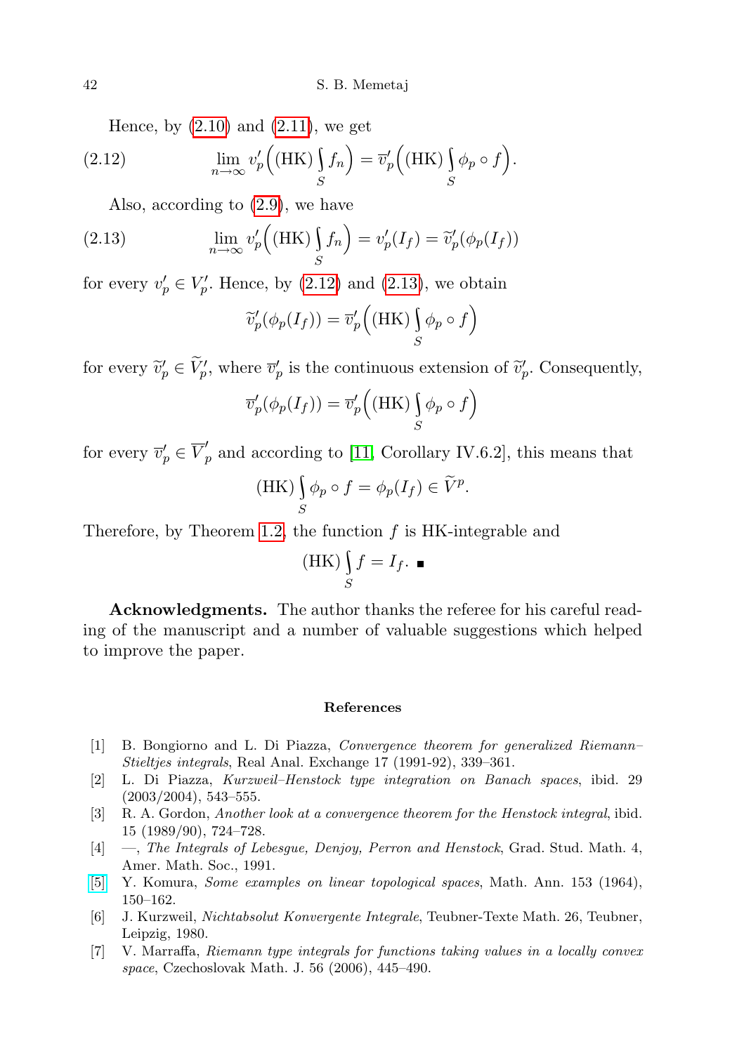Hence, by (2.10) and (2.11), we get

$$\lim_{n\to\infty} v_p'\Big((\mathrm{HK})\int_S f_n\Big) = \overline{v}_p'\Big((\mathrm{HK})\int_S \phi_p\circ f\Big). \tag{2.12}$$

Also, according to (2.9), we have

$$\lim_{n\to\infty} v_p'\Big((\mathrm{HK})\int_S f_n\Big) = v_p'(I_f) = \widetilde{v}_p'(\phi_p(I_f)) \tag{2.13}$$

for every $v_p' \in V_p'$. Hence, by (2.12) and (2.13), we obtain

$$\widetilde{v}_p'(\phi_p(I_f)) = \overline{v}_p'\Big((\mathrm{HK})\int_S \phi_p\circ f\Big)$$

for every $\widetilde{v}_p' \in \widetilde{V}_p'$, where $\overline{v}_p'$ is the continuous extension of $\widetilde{v}_p'$. Consequently,

$$\overline{v}_p'(\phi_p(I_f)) = \overline{v}_p'\Big((\mathrm{HK})\int_S \phi_p\circ f\Big)$$

for every $\overline{v}_p' \in \overline{V}_p'$ and according to [11, Corollary IV.6.2], this means that

$$(\mathrm{HK})\int_S \phi_p\circ f = \phi_p(I_f) \in \widetilde{V}^p.$$

Therefore, by Theorem 1.2, the function $f$ is HK-integrable and

$$(\mathrm{HK})\int_S f = I_f. \ \blacksquare$$

**Acknowledgments.** The author thanks the referee for his careful reading of the manuscript and a number of valuable suggestions which helped to improve the paper.

## References

[1] B. Bongiorno and L. Di Piazza, *Convergence theorem for generalized Riemann–Stieltjes integrals*, Real Anal. Exchange 17 (1991-92), 339–361.

[2] L. Di Piazza, *Kurzweil–Henstock type integration on Banach spaces*, ibid. 29 (2003/2004), 543–555.

[3] R. A. Gordon, *Another look at a convergence theorem for the Henstock integral*, ibid. 15 (1989/90), 724–728.

[4] —, *The Integrals of Lebesgue, Denjoy, Perron and Henstock*, Grad. Stud. Math. 4, Amer. Math. Soc., 1991.

[5] Y. Komura, *Some examples on linear topological spaces*, Math. Ann. 153 (1964), 150–162.

[6] J. Kurzweil, *Nichtabsolut Konvergente Integrale*, Teubner-Texte Math. 26, Teubner, Leipzig, 1980.

[7] V. Marraffa, *Riemann type integrals for functions taking values in a locally convex space*, Czechoslovak Math. J. 56 (2006), 445–490.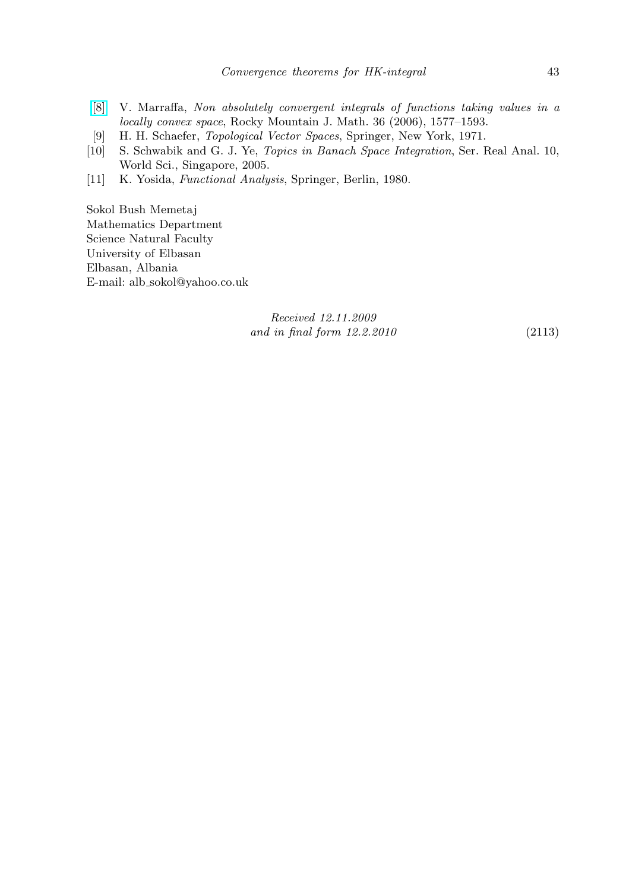[8] V. Marraffa, *Non absolutely convergent integrals of functions taking values in a locally convex space*, Rocky Mountain J. Math. 36 (2006), 1577–1593.

[9] H. H. Schaefer, *Topological Vector Spaces*, Springer, New York, 1971.

[10] S. Schwabik and G. J. Ye, *Topics in Banach Space Integration*, Ser. Real Anal. 10, World Sci., Singapore, 2005.

[11] K. Yosida, *Functional Analysis*, Springer, Berlin, 1980.

Sokol Bush Memetaj
Mathematics Department
Science Natural Faculty
University of Elbasan
Elbasan, Albania
E-mail: alb_sokol@yahoo.co.uk

*Received 12.11.2009*
*and in final form 12.2.2010* (2113)